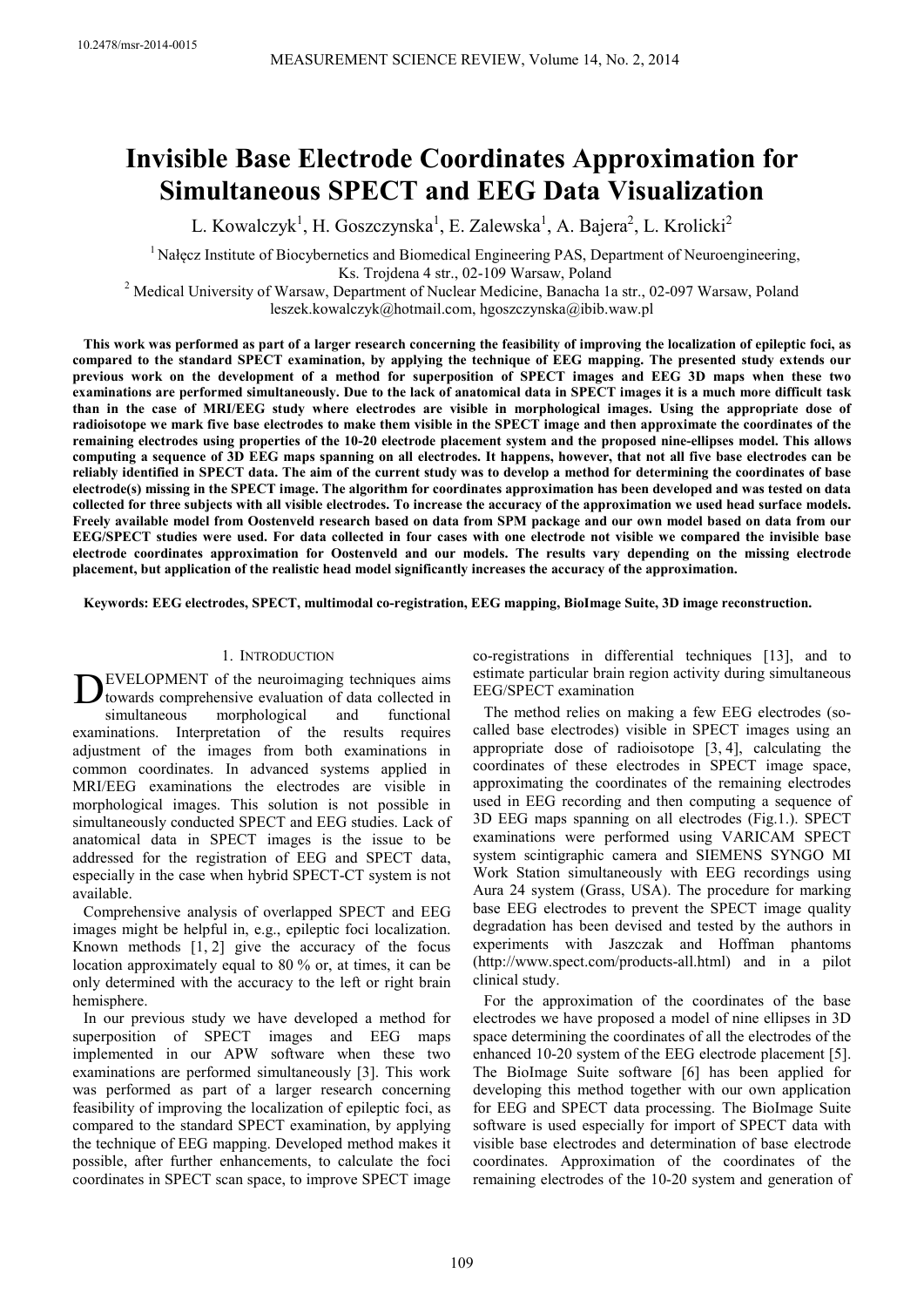# Invisible Base Electrode Coordinates Approximation for Simultaneous SPECT and EEG Data Visualization

L. Kowalczyk[1], H. Goszczynska[1], E. Zalewska[1], A. Bajera[2], L. Krolicki[2]

[1] Nałęcz Institute of Biocybernetics and Biomedical Engineering PAS, Department of Neuroengineering, Ks. Trojdena 4 str., 02-109 Warsaw, Poland

[2] Medical University of Warsaw, Department of Nuclear Medicine, Banacha 1a str., 02-097 Warsaw, Poland

leszek.kowalczyk@hotmail.com, hgoszczynska@ibib.waw.pl

**This work was performed as part of a larger research concerning the feasibility of improving the localization of epileptic foci, as compared to the standard SPECT examination, by applying the technique of EEG mapping. The presented study extends our previous work on the development of a method for superposition of SPECT images and EEG 3D maps when these two examinations are performed simultaneously. Due to the lack of anatomical data in SPECT images it is a much more difficult task than in the case of MRI/EEG study where electrodes are visible in morphological images. Using the appropriate dose of radioisotope we mark five base electrodes to make them visible in the SPECT image and then approximate the coordinates of the remaining electrodes using properties of the 10-20 electrode placement system and the proposed nine-ellipses model. This allows computing a sequence of 3D EEG maps spanning on all electrodes. It happens, however, that not all five base electrodes can be reliably identified in SPECT data. The aim of the current study was to develop a method for determining the coordinates of base electrode(s) missing in the SPECT image. The algorithm for coordinates approximation has been developed and was tested on data collected for three subjects with all visible electrodes. To increase the accuracy of the approximation we used head surface models. Freely available model from Oostenveld research based on data from SPM package and our own model based on data from our EEG/SPECT studies were used. For data collected in four cases with one electrode not visible we compared the invisible base electrode coordinates approximation for Oostenveld and our models. The results vary depending on the missing electrode placement, but application of the realistic head model significantly increases the accuracy of the approximation.**

**Keywords: EEG electrodes, SPECT, multimodal co-registration, EEG mapping, BioImage Suite, 3D image reconstruction.**

## 1. Introduction

Development of the neuroimaging techniques aims towards comprehensive evaluation of data collected in simultaneous morphological and functional examinations. Interpretation of the results requires adjustment of the images from both examinations in common coordinates. In advanced systems applied in MRI/EEG examinations the electrodes are visible in morphological images. This solution is not possible in simultaneously conducted SPECT and EEG studies. Lack of anatomical data in SPECT images is the issue to be addressed for the registration of EEG and SPECT data, especially in the case when hybrid SPECT-CT system is not available.

Comprehensive analysis of overlapped SPECT and EEG images might be helpful in, e.g., epileptic foci localization. Known methods [1, 2] give the accuracy of the focus location approximately equal to 80 % or, at times, it can be only determined with the accuracy to the left or right brain hemisphere.

In our previous study we have developed a method for superposition of SPECT images and EEG maps implemented in our APW software when these two examinations are performed simultaneously [3]. This work was performed as part of a larger research concerning feasibility of improving the localization of epileptic foci, as compared to the standard SPECT examination, by applying the technique of EEG mapping. Developed method makes it possible, after further enhancements, to calculate the foci coordinates in SPECT scan space, to improve SPECT image co-registrations in differential techniques [13], and to estimate particular brain region activity during simultaneous EEG/SPECT examination

The method relies on making a few EEG electrodes (so-called base electrodes) visible in SPECT images using an appropriate dose of radioisotope [3, 4], calculating the coordinates of these electrodes in SPECT image space, approximating the coordinates of the remaining electrodes used in EEG recording and then computing a sequence of 3D EEG maps spanning on all electrodes (Fig.1.). SPECT examinations were performed using VARICAM SPECT system scintigraphic camera and SIEMENS SYNGO MI Work Station simultaneously with EEG recordings using Aura 24 system (Grass, USA). The procedure for marking base EEG electrodes to prevent the SPECT image quality degradation has been devised and tested by the authors in experiments with Jaszczak and Hoffman phantoms (http://www.spect.com/products-all.html) and in a pilot clinical study.

For the approximation of the coordinates of the base electrodes we have proposed a model of nine ellipses in 3D space determining the coordinates of all the electrodes of the enhanced 10-20 system of the EEG electrode placement [5]. The BioImage Suite software [6] has been applied for developing this method together with our own application for EEG and SPECT data processing. The BioImage Suite software is used especially for import of SPECT data with visible base electrodes and determination of base electrode coordinates. Approximation of the coordinates of the remaining electrodes of the 10-20 system and generation of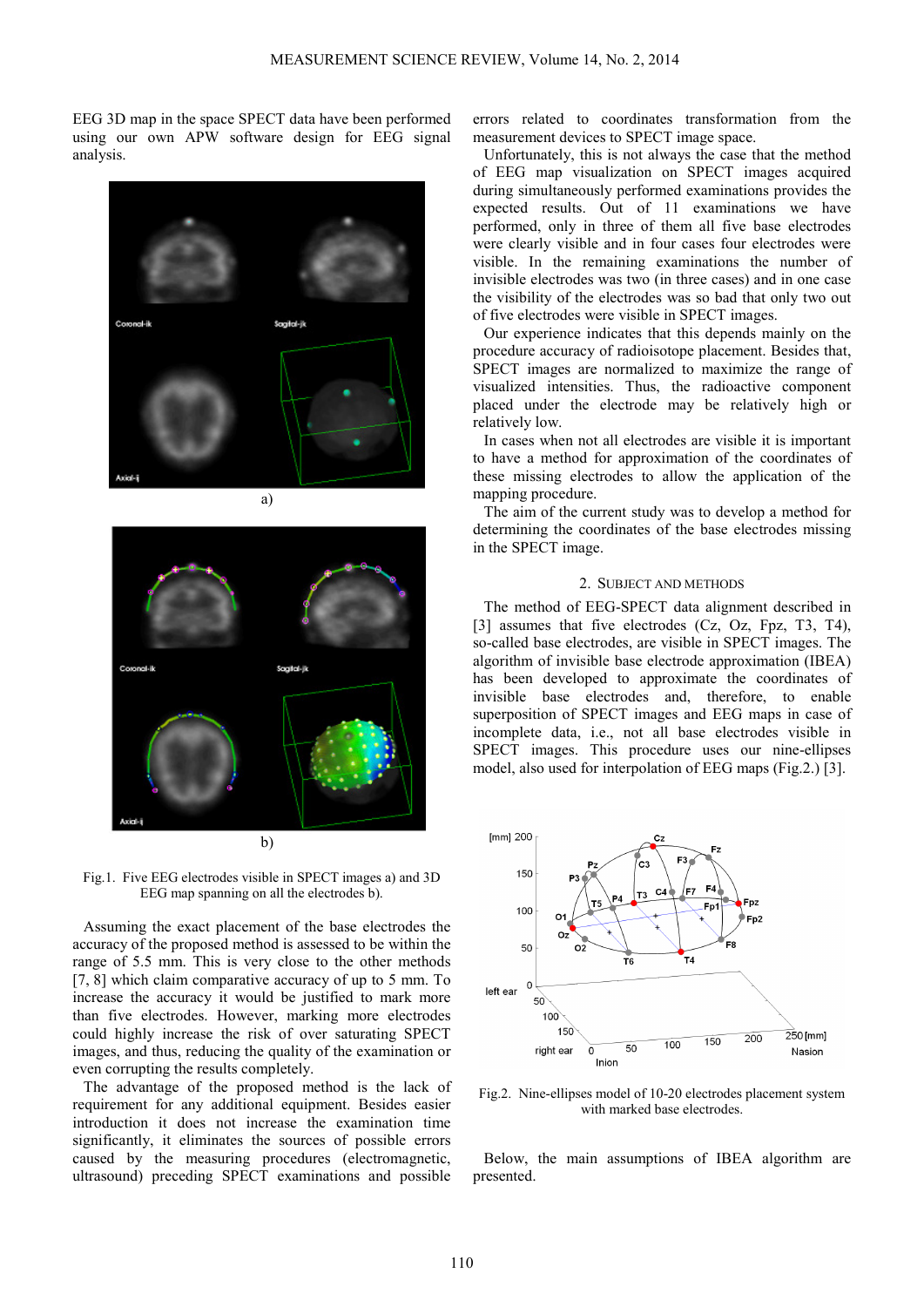EEG 3D map in the space SPECT data have been performed using our own APW software design for EEG signal analysis.

Coronal-ik

Sagital-jk

Axial-ij

a)

Coronal-ik

Sagital-jk

Axial-ij

b)

Fig.1. Five EEG electrodes visible in SPECT images a) and 3D EEG map spanning on all the electrodes b).

Assuming the exact placement of the base electrodes the accuracy of the proposed method is assessed to be within the range of 5.5 mm. This is very close to the other methods [7, 8] which claim comparative accuracy of up to 5 mm. To increase the accuracy it would be justified to mark more than five electrodes. However, marking more electrodes could highly increase the risk of over saturating SPECT images, and thus, reducing the quality of the examination or even corrupting the results completely.

The advantage of the proposed method is the lack of requirement for any additional equipment. Besides easier introduction it does not increase the examination time significantly, it eliminates the sources of possible errors caused by the measuring procedures (electromagnetic, ultrasound) preceding SPECT examinations and possible errors related to coordinates transformation from the measurement devices to SPECT image space.

Unfortunately, this is not always the case that the method of EEG map visualization on SPECT images acquired during simultaneously performed examinations provides the expected results. Out of 11 examinations we have performed, only in three of them all five base electrodes were clearly visible and in four cases four electrodes were visible. In the remaining examinations the number of invisible electrodes was two (in three cases) and in one case the visibility of the electrodes was so bad that only two out of five electrodes were visible in SPECT images.

Our experience indicates that this depends mainly on the procedure accuracy of radioisotope placement. Besides that, SPECT images are normalized to maximize the range of visualized intensities. Thus, the radioactive component placed under the electrode may be relatively high or relatively low.

In cases when not all electrodes are visible it is important to have a method for approximation of the coordinates of these missing electrodes to allow the application of the mapping procedure.

The aim of the current study was to develop a method for determining the coordinates of the base electrodes missing in the SPECT image.

## 2. Subject and Methods

The method of EEG-SPECT data alignment described in [3] assumes that five electrodes (Cz, Oz, Fpz, T3, T4), so-called base electrodes, are visible in SPECT images. The algorithm of invisible base electrode approximation (IBEA) has been developed to approximate the coordinates of invisible base electrodes and, therefore, to enable superposition of SPECT images and EEG maps in case of incomplete data, i.e., not all base electrodes visible in SPECT images. This procedure uses our nine-ellipses model, also used for interpolation of EEG maps (Fig.2.) [3].

[mm] 200
150
100
50
0
left ear
50
100
150
right ear
0
50
100
150
200
250 [mm]
Inion
Nasion
Cz
Fz
F3
C3
Pz
P3
T5
P4
T3
C4
F7
F4
Fpz
Fp1
Fp2
O1
Oz
O2
T6
T4
F8

Fig.2. Nine-ellipses model of 10-20 electrodes placement system with marked base electrodes.

Below, the main assumptions of IBEA algorithm are presented.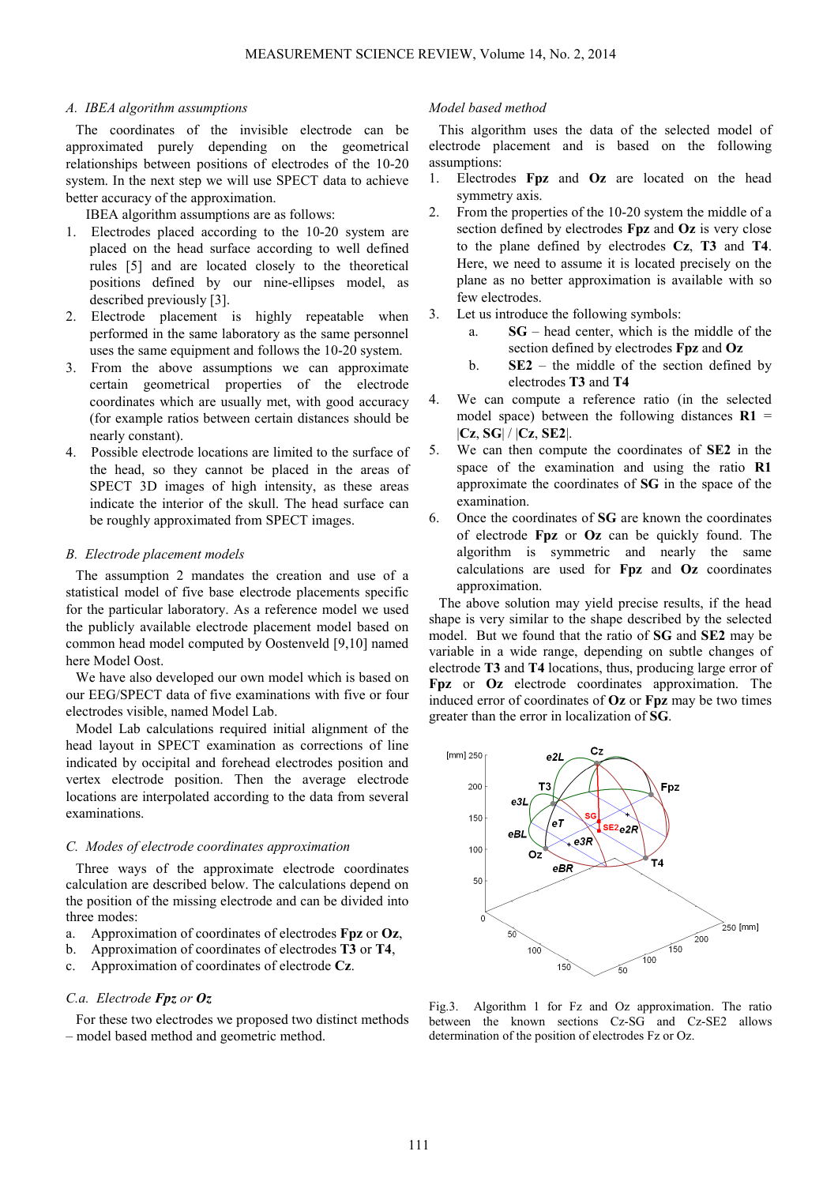*A. IBEA algorithm assumptions*

The coordinates of the invisible electrode can be approximated purely depending on the geometrical relationships between positions of electrodes of the 10-20 system. In the next step we will use SPECT data to achieve better accuracy of the approximation.

IBEA algorithm assumptions are as follows:

1. Electrodes placed according to the 10-20 system are placed on the head surface according to well defined rules [5] and are located closely to the theoretical positions defined by our nine-ellipses model, as described previously [3].
2. Electrode placement is highly repeatable when performed in the same laboratory as the same personnel uses the same equipment and follows the 10-20 system.
3. From the above assumptions we can approximate certain geometrical properties of the electrode coordinates which are usually met, with good accuracy (for example ratios between certain distances should be nearly constant).
4. Possible electrode locations are limited to the surface of the head, so they cannot be placed in the areas of SPECT 3D images of high intensity, as these areas indicate the interior of the skull. The head surface can be roughly approximated from SPECT images.

*B. Electrode placement models*

The assumption 2 mandates the creation and use of a statistical model of five base electrode placements specific for the particular laboratory. As a reference model we used the publicly available electrode placement model based on common head model computed by Oostenveld [9,10] named here Model Oost.

We have also developed our own model which is based on our EEG/SPECT data of five examinations with five or four electrodes visible, named Model Lab.

Model Lab calculations required initial alignment of the head layout in SPECT examination as corrections of line indicated by occipital and forehead electrodes position and vertex electrode position. Then the average electrode locations are interpolated according to the data from several examinations.

*C. Modes of electrode coordinates approximation*

Three ways of the approximate electrode coordinates calculation are described below. The calculations depend on the position of the missing electrode and can be divided into three modes:

a. Approximation of coordinates of electrodes **Fpz** or **Oz**,
b. Approximation of coordinates of electrodes **T3** or **T4**,
c. Approximation of coordinates of electrode **Cz**.

*C.a. Electrode **Fpz** or **Oz***

For these two electrodes we proposed two distinct methods – model based method and geometric method.

*Model based method*

This algorithm uses the data of the selected model of electrode placement and is based on the following assumptions:

1. Electrodes **Fpz** and **Oz** are located on the head symmetry axis.
2. From the properties of the 10-20 system the middle of a section defined by electrodes **Fpz** and **Oz** is very close to the plane defined by electrodes **Cz**, **T3** and **T4**. Here, we need to assume it is located precisely on the plane as no better approximation is available with so few electrodes.
3. Let us introduce the following symbols:
   a. **SG** – head center, which is the middle of the section defined by electrodes **Fpz** and **Oz**
   b. **SE2** – the middle of the section defined by electrodes **T3** and **T4**
4. We can compute a reference ratio (in the selected model space) between the following distances **R1** = |**Cz**, **SG**| / |**Cz**, **SE2**|.
5. We can then compute the coordinates of **SE2** in the space of the examination and using the ratio **R1** approximate the coordinates of **SG** in the space of the examination.
6. Once the coordinates of **SG** are known the coordinates of electrode **Fpz** or **Oz** can be quickly found. The algorithm is symmetric and nearly the same calculations are used for **Fpz** and **Oz** coordinates approximation.

The above solution may yield precise results, if the head shape is very similar to the shape described by the selected model. But we found that the ratio of **SG** and **SE2** may be variable in a wide range, depending on subtle changes of electrode **T3** and **T4** locations, thus, producing large error of **Fpz** or **Oz** electrode coordinates approximation. The induced error of coordinates of **Oz** or **Fpz** may be two times greater than the error in localization of **SG**.

Fig.3. Algorithm 1 for Fz and Oz approximation. The ratio between the known sections Cz-SG and Cz-SE2 allows determination of the position of electrodes Fz or Oz.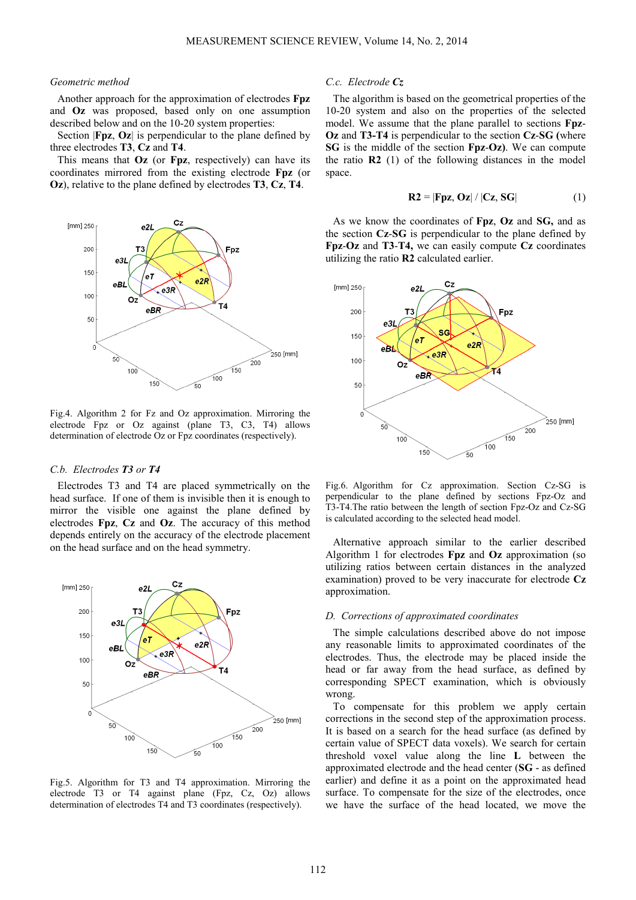*Geometric method*

Another approach for the approximation of electrodes **Fpz** and **Oz** was proposed, based only on one assumption described below and on the 10-20 system properties:

Section |**Fpz**, **Oz**| is perpendicular to the plane defined by three electrodes **T3**, **Cz** and **T4**.

This means that **Oz** (or **Fpz**, respectively) can have its coordinates mirrored from the existing electrode **Fpz** (or **Oz**), relative to the plane defined by electrodes **T3**, **Cz**, **T4**.

Fig.4. Algorithm 2 for Fz and Oz approximation. Mirroring the electrode Fpz or Oz against (plane T3, C3, T4) allows determination of electrode Oz or Fpz coordinates (respectively).

### *C.b. Electrodes **T3** or **T4***

Electrodes T3 and T4 are placed symmetrically on the head surface. If one of them is invisible then it is enough to mirror the visible one against the plane defined by electrodes **Fpz**, **Cz** and **Oz**. The accuracy of this method depends entirely on the accuracy of the electrode placement on the head surface and on the head symmetry.

Fig.5. Algorithm for T3 and T4 approximation. Mirroring the electrode T3 or T4 against plane (Fpz, Cz, Oz) allows determination of electrodes T4 and T3 coordinates (respectively).

### *C.c. Electrode **Cz***

The algorithm is based on the geometrical properties of the 10-20 system and also on the properties of the selected model. We assume that the plane parallel to sections **Fpz-Oz** and **T3-T4** is perpendicular to the section **Cz-SG** (where **SG** is the middle of the section **Fpz-Oz**). We can compute the ratio **R2** (1) of the following distances in the model space.

$$\mathbf{R2} = |\mathbf{Fpz}, \mathbf{Oz}| \,/\, |\mathbf{Cz}, \mathbf{SG}| \tag{1}$$

As we know the coordinates of **Fpz**, **Oz** and **SG,** and as the section **Cz-SG** is perpendicular to the plane defined by **Fpz-Oz** and **T3-T4,** we can easily compute **Cz** coordinates utilizing the ratio **R2** calculated earlier.

Fig.6. Algorithm for Cz approximation. Section Cz-SG is perpendicular to the plane defined by sections Fpz-Oz and T3-T4.The ratio between the length of section Fpz-Oz and Cz-SG is calculated according to the selected head model.

Alternative approach similar to the earlier described Algorithm 1 for electrodes **Fpz** and **Oz** approximation (so utilizing ratios between certain distances in the analyzed examination) proved to be very inaccurate for electrode **Cz** approximation.

### *D. Corrections of approximated coordinates*

The simple calculations described above do not impose any reasonable limits to approximated coordinates of the electrodes. Thus, the electrode may be placed inside the head or far away from the head surface, as defined by corresponding SPECT examination, which is obviously wrong.

To compensate for this problem we apply certain corrections in the second step of the approximation process. It is based on a search for the head surface (as defined by certain value of SPECT data voxels). We search for certain threshold voxel value along the line **L** between the approximated electrode and the head center (**SG** - as defined earlier) and define it as a point on the approximated head surface. To compensate for the size of the electrodes, once we have the surface of the head located, we move the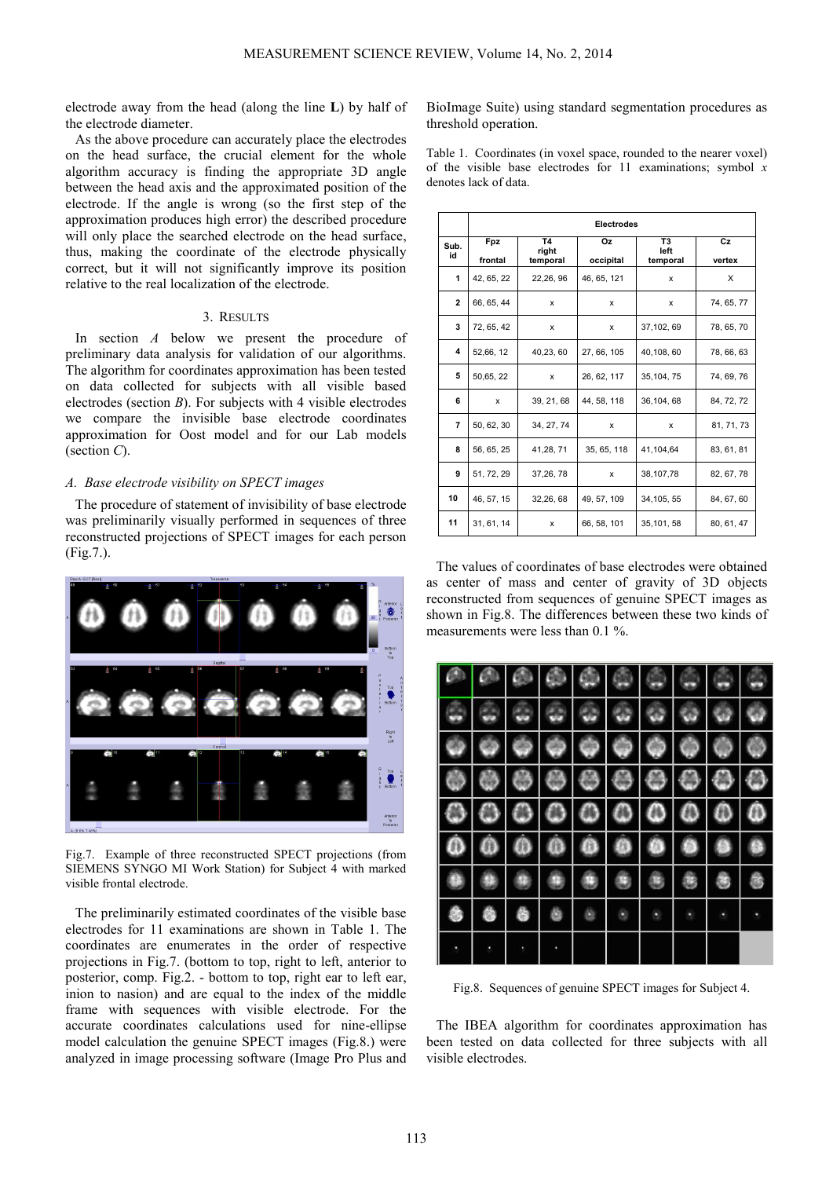electrode away from the head (along the line **L**) by half of the electrode diameter.

As the above procedure can accurately place the electrodes on the head surface, the crucial element for the whole algorithm accuracy is finding the appropriate 3D angle between the head axis and the approximated position of the electrode. If the angle is wrong (so the first step of the approximation produces high error) the described procedure will only place the searched electrode on the head surface, thus, making the coordinate of the electrode physically correct, but it will not significantly improve its position relative to the real localization of the electrode.

## 3. RESULTS

In section *A* below we present the procedure of preliminary data analysis for validation of our algorithms. The algorithm for coordinates approximation has been tested on data collected for subjects with all visible based electrodes (section *B*). For subjects with 4 visible electrodes we compare the invisible base electrode coordinates approximation for Oost model and for our Lab models (section *C*).

### *A. Base electrode visibility on SPECT images*

The procedure of statement of invisibility of base electrode was preliminarily visually performed in sequences of three reconstructed projections of SPECT images for each person (Fig.7.).

Fig.7. Example of three reconstructed SPECT projections (from SIEMENS SYNGO MI Work Station) for Subject 4 with marked visible frontal electrode.

The preliminarily estimated coordinates of the visible base electrodes for 11 examinations are shown in Table 1. The coordinates are enumerates in the order of respective projections in Fig.7. (bottom to top, right to left, anterior to posterior, comp. Fig.2. - bottom to top, right ear to left ear, inion to nasion) and are equal to the index of the middle frame with sequences with visible electrode. For the accurate coordinates calculations used for nine-ellipse model calculation the genuine SPECT images (Fig.8.) were analyzed in image processing software (Image Pro Plus and BioImage Suite) using standard segmentation procedures as threshold operation.

Table 1. Coordinates (in voxel space, rounded to the nearer voxel) of the visible base electrodes for 11 examinations; symbol *x* denotes lack of data.

| Sub. id | Electrodes | | | | |
|---|---|---|---|---|---|
| | Fpz frontal | T4 right temporal | Oz occipital | T3 left temporal | Cz vertex |
| 1 | 42, 65, 22 | 22,26, 96 | 46, 65, 121 | x | X |
| 2 | 66, 65, 44 | x | x | x | 74, 65, 77 |
| 3 | 72, 65, 42 | x | x | 37,102, 69 | 78, 65, 70 |
| 4 | 52,66, 12 | 40,23, 60 | 27, 66, 105 | 40,108, 60 | 78, 66, 63 |
| 5 | 50,65, 22 | x | 26, 62, 117 | 35,104, 75 | 74, 69, 76 |
| 6 | x | 39, 21, 68 | 44, 58, 118 | 36,104, 68 | 84, 72, 72 |
| 7 | 50, 62, 30 | 34, 27, 74 | x | x | 81, 71, 73 |
| 8 | 56, 65, 25 | 41,28, 71 | 35, 65, 118 | 41,104,64 | 83, 61, 81 |
| 9 | 51, 72, 29 | 37,26, 78 | x | 38,107,78 | 82, 67, 78 |
| 10 | 46, 57, 15 | 32,26, 68 | 49, 57, 109 | 34,105, 55 | 84, 67, 60 |
| 11 | 31, 61, 14 | x | 66, 58, 101 | 35,101, 58 | 80, 61, 47 |

The values of coordinates of base electrodes were obtained as center of mass and center of gravity of 3D objects reconstructed from sequences of genuine SPECT images as shown in Fig.8. The differences between these two kinds of measurements were less than 0.1 %.

Fig.8. Sequences of genuine SPECT images for Subject 4.

The IBEA algorithm for coordinates approximation has been tested on data collected for three subjects with all visible electrodes.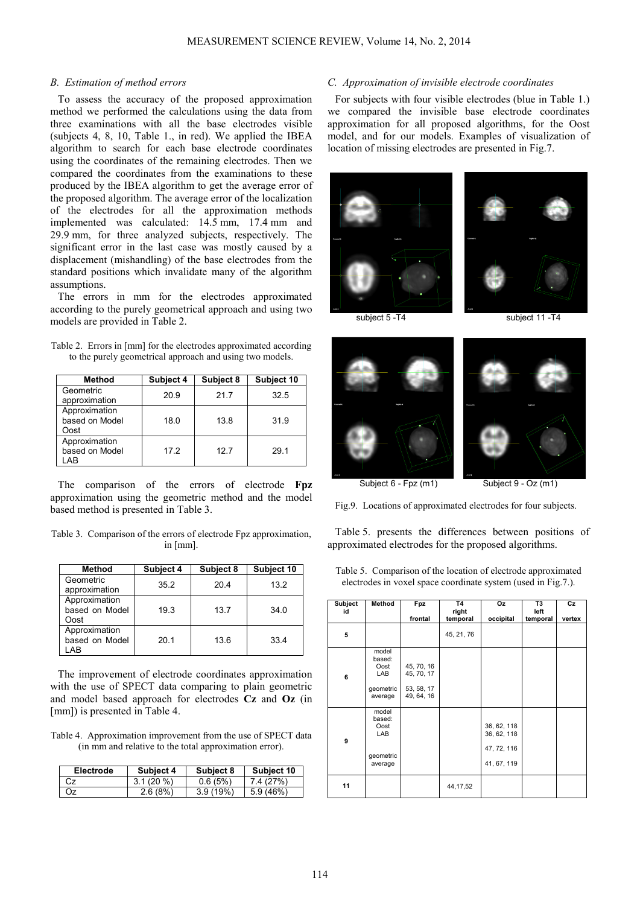### B. Estimation of method errors

To assess the accuracy of the proposed approximation method we performed the calculations using the data from three examinations with all the base electrodes visible (subjects 4, 8, 10, Table 1., in red). We applied the IBEA algorithm to search for each base electrode coordinates using the coordinates of the remaining electrodes. Then we compared the coordinates from the examinations to these produced by the IBEA algorithm to get the average error of the proposed algorithm. The average error of the localization of the electrodes for all the approximation methods implemented was calculated: 14.5 mm, 17.4 mm and 29.9 mm, for three analyzed subjects, respectively. The significant error in the last case was mostly caused by a displacement (mishandling) of the base electrodes from the standard positions which invalidate many of the algorithm assumptions.

The errors in mm for the electrodes approximated according to the purely geometrical approach and using two models are provided in Table 2.

Table 2. Errors in [mm] for the electrodes approximated according to the purely geometrical approach and using two models.

| Method | Subject 4 | Subject 8 | Subject 10 |
|---|---|---|---|
| Geometric approximation | 20.9 | 21.7 | 32.5 |
| Approximation based on Model Oost | 18.0 | 13.8 | 31.9 |
| Approximation based on Model LAB | 17.2 | 12.7 | 29.1 |

The comparison of the errors of electrode **Fpz** approximation using the geometric method and the model based method is presented in Table 3.

Table 3. Comparison of the errors of electrode Fpz approximation, in [mm].

| Method | Subject 4 | Subject 8 | Subject 10 |
|---|---|---|---|
| Geometric approximation | 35.2 | 20.4 | 13.2 |
| Approximation based on Model Oost | 19.3 | 13.7 | 34.0 |
| Approximation based on Model LAB | 20.1 | 13.6 | 33.4 |

The improvement of electrode coordinates approximation with the use of SPECT data comparing to plain geometric and model based approach for electrodes **Cz** and **Oz** (in [mm]) is presented in Table 4.

Table 4. Approximation improvement from the use of SPECT data (in mm and relative to the total approximation error).

| Electrode | Subject 4 | Subject 8 | Subject 10 |
|---|---|---|---|
| Cz | 3.1 (20 %) | 0.6 (5%) | 7.4 (27%) |
| Oz | 2.6 (8%) | 3.9 (19%) | 5.9 (46%) |

### C. Approximation of invisible electrode coordinates

For subjects with four visible electrodes (blue in Table 1.) we compared the invisible base electrode coordinates approximation for all proposed algorithms, for the Oost model, and for our models. Examples of visualization of location of missing electrodes are presented in Fig.7.

subject 5 -T4 &nbsp;&nbsp;&nbsp; subject 11 -T4

Subject 6 - Fpz (m1) &nbsp;&nbsp;&nbsp; Subject 9 - Oz (m1)

Fig.9. Locations of approximated electrodes for four subjects.

Table 5. presents the differences between positions of approximated electrodes for the proposed algorithms.

Table 5. Comparison of the location of electrode approximated electrodes in voxel space coordinate system (used in Fig.7.).

| Subject id | Method | Fpz frontal | T4 right temporal | Oz occipital | T3 left temporal | Cz vertex |
|---|---|---|---|---|---|---|
| 5 | | | 45, 21, 76 | | | |
| 6 | model based: Oost<br>LAB<br>geometric<br>average | 45, 70, 16<br>45, 70, 17<br>53, 58, 17<br>49, 64, 16 | | | | |
| 9 | model based: Oost<br>LAB<br>geometric<br>average | | | 36, 62, 118<br>36, 62, 118<br>47, 72, 116<br>41, 67, 119 | | |
| 11 | | | 44,17,52 | | | |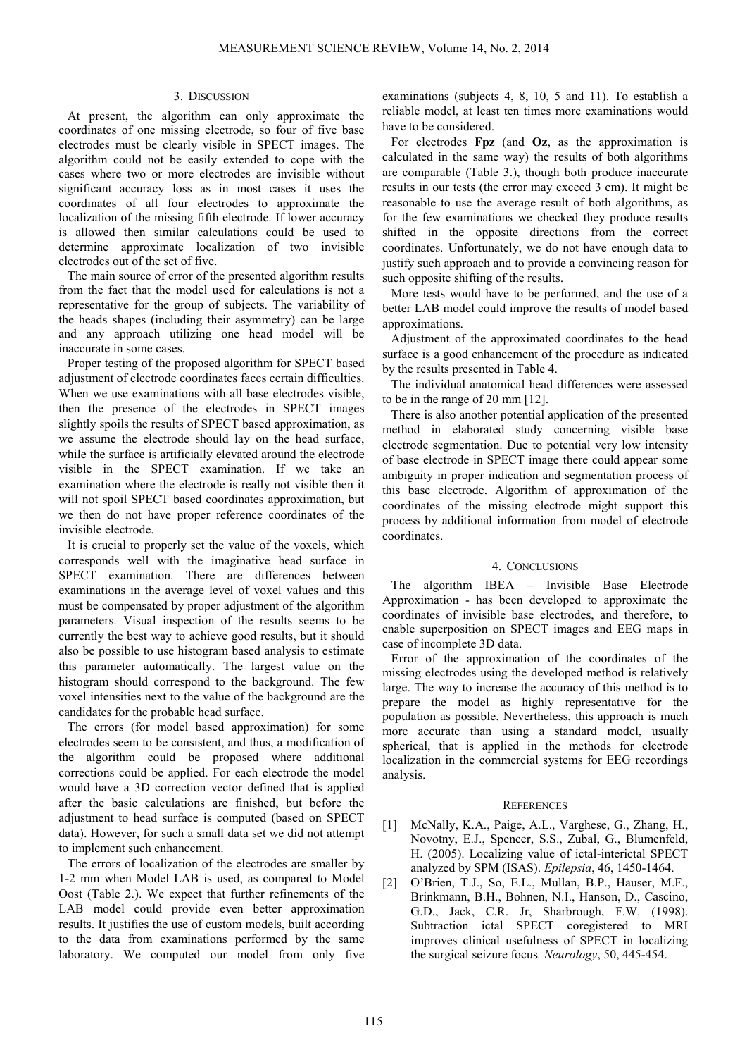## 3. DISCUSSION

At present, the algorithm can only approximate the coordinates of one missing electrode, so four of five base electrodes must be clearly visible in SPECT images. The algorithm could not be easily extended to cope with the cases where two or more electrodes are invisible without significant accuracy loss as in most cases it uses the coordinates of all four electrodes to approximate the localization of the missing fifth electrode. If lower accuracy is allowed then similar calculations could be used to determine approximate localization of two invisible electrodes out of the set of five.

The main source of error of the presented algorithm results from the fact that the model used for calculations is not a representative for the group of subjects. The variability of the heads shapes (including their asymmetry) can be large and any approach utilizing one head model will be inaccurate in some cases.

Proper testing of the proposed algorithm for SPECT based adjustment of electrode coordinates faces certain difficulties. When we use examinations with all base electrodes visible, then the presence of the electrodes in SPECT images slightly spoils the results of SPECT based approximation, as we assume the electrode should lay on the head surface, while the surface is artificially elevated around the electrode visible in the SPECT examination. If we take an examination where the electrode is really not visible then it will not spoil SPECT based coordinates approximation, but we then do not have proper reference coordinates of the invisible electrode.

It is crucial to properly set the value of the voxels, which corresponds well with the imaginative head surface in SPECT examination. There are differences between examinations in the average level of voxel values and this must be compensated by proper adjustment of the algorithm parameters. Visual inspection of the results seems to be currently the best way to achieve good results, but it should also be possible to use histogram based analysis to estimate this parameter automatically. The largest value on the histogram should correspond to the background. The few voxel intensities next to the value of the background are the candidates for the probable head surface.

The errors (for model based approximation) for some electrodes seem to be consistent, and thus, a modification of the algorithm could be proposed where additional corrections could be applied. For each electrode the model would have a 3D correction vector defined that is applied after the basic calculations are finished, but before the adjustment to head surface is computed (based on SPECT data). However, for such a small data set we did not attempt to implement such enhancement.

The errors of localization of the electrodes are smaller by 1-2 mm when Model LAB is used, as compared to Model Oost (Table 2.). We expect that further refinements of the LAB model could provide even better approximation results. It justifies the use of custom models, built according to the data from examinations performed by the same laboratory. We computed our model from only five examinations (subjects 4, 8, 10, 5 and 11). To establish a reliable model, at least ten times more examinations would have to be considered.

For electrodes **Fpz** (and **Oz**, as the approximation is calculated in the same way) the results of both algorithms are comparable (Table 3.), though both produce inaccurate results in our tests (the error may exceed 3 cm). It might be reasonable to use the average result of both algorithms, as for the few examinations we checked they produce results shifted in the opposite directions from the correct coordinates. Unfortunately, we do not have enough data to justify such approach and to provide a convincing reason for such opposite shifting of the results.

More tests would have to be performed, and the use of a better LAB model could improve the results of model based approximations.

Adjustment of the approximated coordinates to the head surface is a good enhancement of the procedure as indicated by the results presented in Table 4.

The individual anatomical head differences were assessed to be in the range of 20 mm [12].

There is also another potential application of the presented method in elaborated study concerning visible base electrode segmentation. Due to potential very low intensity of base electrode in SPECT image there could appear some ambiguity in proper indication and segmentation process of this base electrode. Algorithm of approximation of the coordinates of the missing electrode might support this process by additional information from model of electrode coordinates.

## 4. CONCLUSIONS

The algorithm IBEA – Invisible Base Electrode Approximation - has been developed to approximate the coordinates of invisible base electrodes, and therefore, to enable superposition on SPECT images and EEG maps in case of incomplete 3D data.

Error of the approximation of the coordinates of the missing electrodes using the developed method is relatively large. The way to increase the accuracy of this method is to prepare the model as highly representative for the population as possible. Nevertheless, this approach is much more accurate than using a standard model, usually spherical, that is applied in the methods for electrode localization in the commercial systems for EEG recordings analysis.

## REFERENCES

[1] McNally, K.A., Paige, A.L., Varghese, G., Zhang, H., Novotny, E.J., Spencer, S.S., Zubal, G., Blumenfeld, H. (2005). Localizing value of ictal-interictal SPECT analyzed by SPM (ISAS). *Epilepsia*, 46, 1450-1464.

[2] O'Brien, T.J., So, E.L., Mullan, B.P., Hauser, M.F., Brinkmann, B.H., Bohnen, N.I., Hanson, D., Cascino, G.D., Jack, C.R. Jr, Sharbrough, F.W. (1998). Subtraction ictal SPECT coregistered to MRI improves clinical usefulness of SPECT in localizing the surgical seizure focus*. Neurology*, 50, 445-454.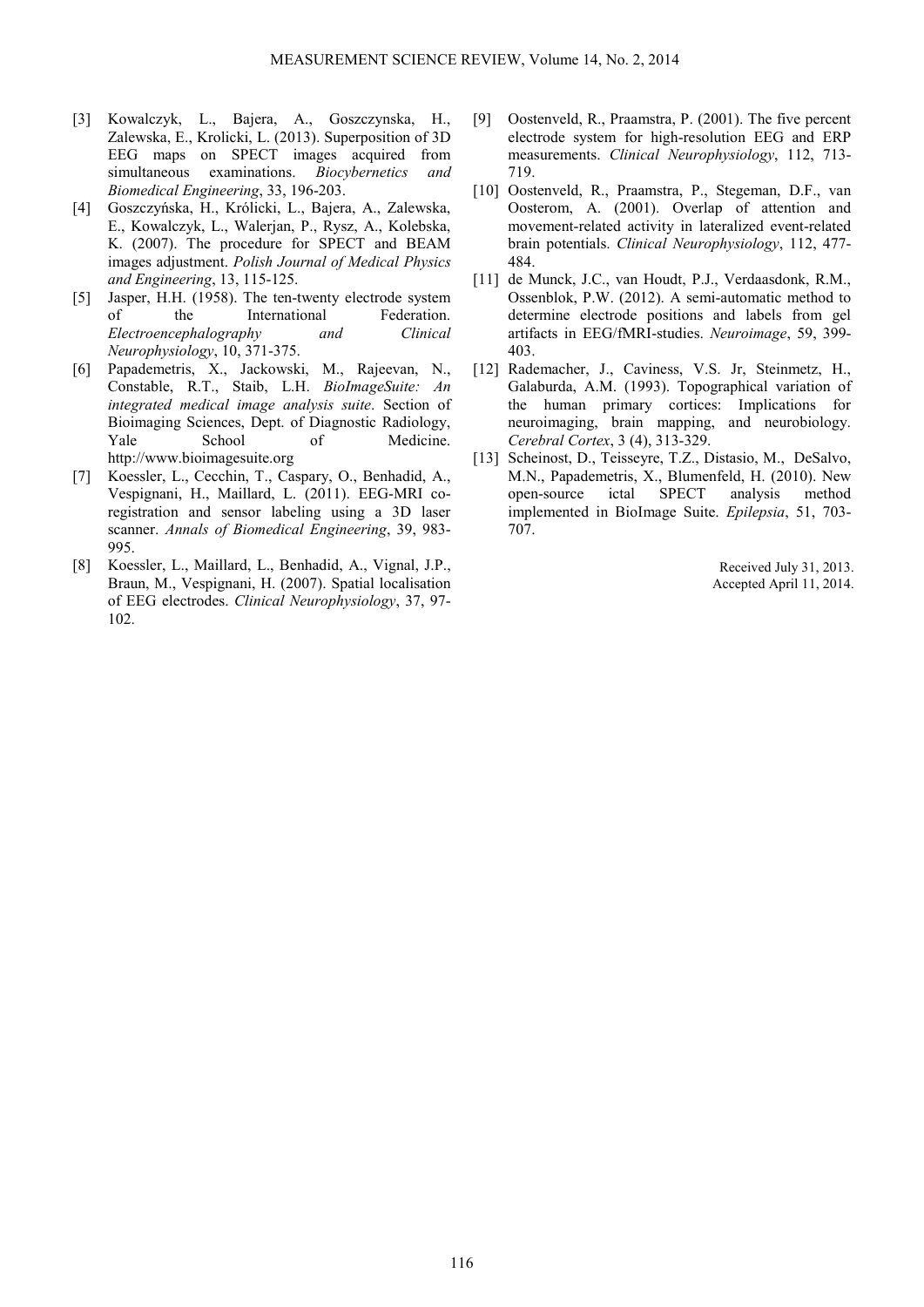[3] Kowalczyk, L., Bajera, A., Goszczynska, H., Zalewska, E., Krolicki, L. (2013). Superposition of 3D EEG maps on SPECT images acquired from simultaneous examinations. *Biocybernetics and Biomedical Engineering*, 33, 196-203.

[4] Goszczyńska, H., Królicki, L., Bajera, A., Zalewska, E., Kowalczyk, L., Walerjan, P., Rysz, A., Kolebska, K. (2007). The procedure for SPECT and BEAM images adjustment. *Polish Journal of Medical Physics and Engineering*, 13, 115-125.

[5] Jasper, H.H. (1958). The ten-twenty electrode system of the International Federation. *Electroencephalography and Clinical Neurophysiology*, 10, 371-375.

[6] Papademetris, X., Jackowski, M., Rajeevan, N., Constable, R.T., Staib, L.H. *BioImageSuite: An integrated medical image analysis suite*. Section of Bioimaging Sciences, Dept. of Diagnostic Radiology, Yale School of Medicine. http://www.bioimagesuite.org

[7] Koessler, L., Cecchin, T., Caspary, O., Benhadid, A., Vespignani, H., Maillard, L. (2011). EEG-MRI co-registration and sensor labeling using a 3D laser scanner. *Annals of Biomedical Engineering*, 39, 983-995.

[8] Koessler, L., Maillard, L., Benhadid, A., Vignal, J.P., Braun, M., Vespignani, H. (2007). Spatial localisation of EEG electrodes. *Clinical Neurophysiology*, 37, 97-102.

[9] Oostenveld, R., Praamstra, P. (2001). The five percent electrode system for high-resolution EEG and ERP measurements. *Clinical Neurophysiology*, 112, 713-719.

[10] Oostenveld, R., Praamstra, P., Stegeman, D.F., van Oosterom, A. (2001). Overlap of attention and movement-related activity in lateralized event-related brain potentials. *Clinical Neurophysiology*, 112, 477-484.

[11] de Munck, J.C., van Houdt, P.J., Verdaasdonk, R.M., Ossenblok, P.W. (2012). A semi-automatic method to determine electrode positions and labels from gel artifacts in EEG/fMRI-studies. *Neuroimage*, 59, 399-403.

[12] Rademacher, J., Caviness, V.S. Jr, Steinmetz, H., Galaburda, A.M. (1993). Topographical variation of the human primary cortices: Implications for neuroimaging, brain mapping, and neurobiology. *Cerebral Cortex*, 3 (4), 313-329.

[13] Scheinost, D., Teisseyre, T.Z., Distasio, M., DeSalvo, M.N., Papademetris, X., Blumenfeld, H. (2010). New open-source ictal SPECT analysis method implemented in BioImage Suite. *Epilepsia*, 51, 703-707.

Received July 31, 2013.
Accepted April 11, 2014.